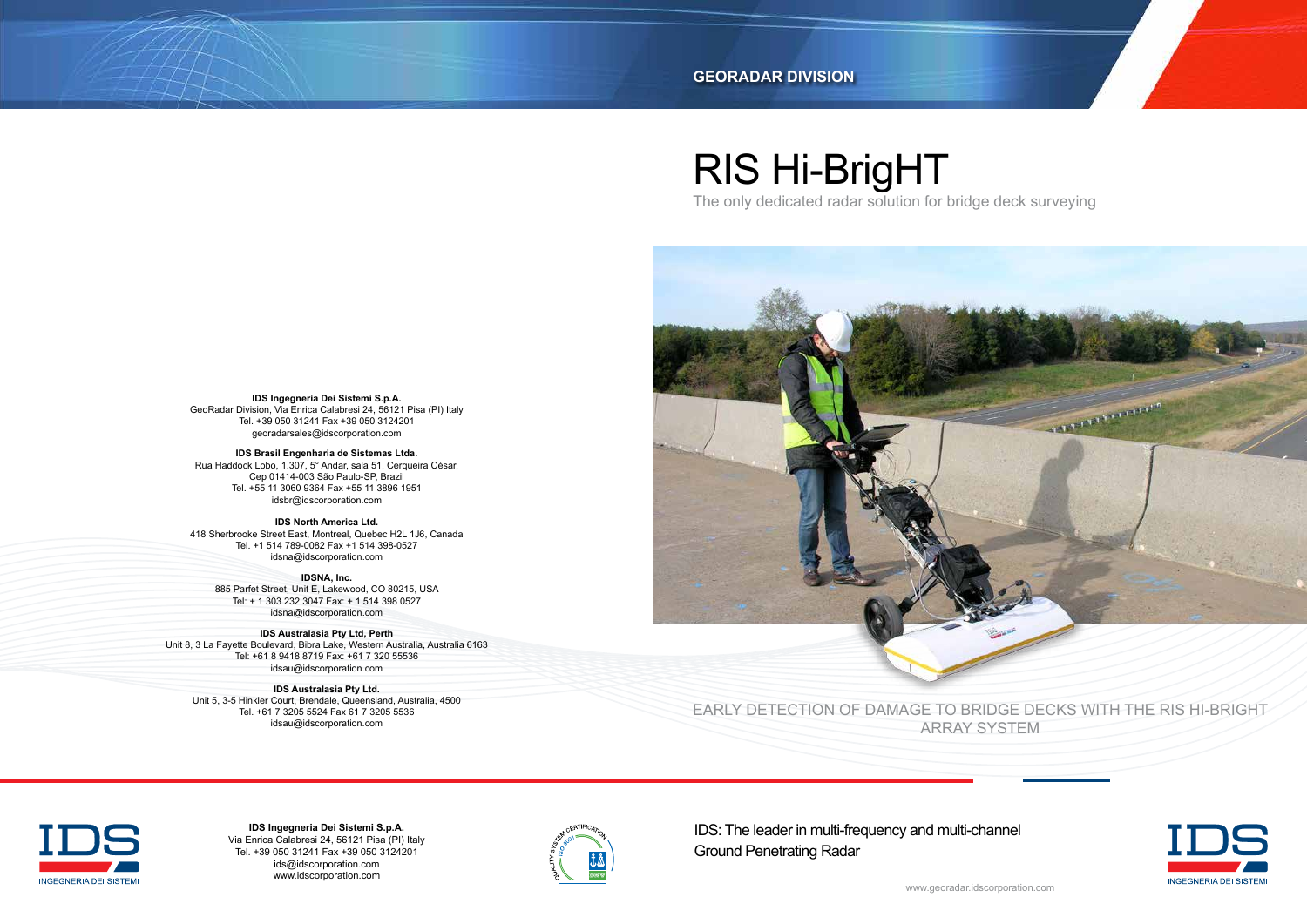GEORADAR DIVISION

# RIS Hi-BrigHT

The only dedicated radar solution for bridge deck surveying

EARLY DETECTION OF DAMAGE TO BRIDGE DECKS WITH THE RIS HI-BRIGHT ARRAY SYSTEM

**IDS Ingegneria Dei Sistemi S.p.A.**
GeoRadar Division, Via Enrica Calabresi 24, 56121 Pisa (PI) Italy
Tel. +39 050 31241 Fax +39 050 3124201
georadarsales@idscorporation.com

**IDS Brasil Engenharia de Sistemas Ltda.**
Rua Haddock Lobo, 1.307, 5° Andar, sala 51, Cerqueira César,
Cep 01414-003 São Paulo-SP, Brazil
Tel. +55 11 3060 9364 Fax +55 11 3896 1951
idsbr@idscorporation.com

**IDS North America Ltd.**
418 Sherbrooke Street East, Montreal, Quebec H2L 1J6, Canada
Tel. +1 514 789-0082 Fax +1 514 398-0527
idsna@idscorporation.com

**IDSNA, Inc.**
885 Parfet Street, Unit E, Lakewood, CO 80215, USA
Tel: + 1 303 232 3047 Fax: + 1 514 398 0527
idsna@idscorporation.com

**IDS Australasia Pty Ltd, Perth**
Unit 8, 3 La Fayette Boulevard, Bibra Lake, Western Australia, Australia 6163
Tel: +61 8 9418 8719 Fax: +61 7 320 55536
idsau@idscorporation.com

**IDS Australasia Pty Ltd.**
Unit 5, 3-5 Hinkler Court, Brendale, Queensland, Australia, 4500
Tel. +61 7 3205 5524 Fax 61 7 3205 5536
idsau@idscorporation.com

IDS
INGEGNERIA DEI SISTEMI

**IDS Ingegneria Dei Sistemi S.p.A.**
Via Enrica Calabresi 24, 56121 Pisa (PI) Italy
Tel. +39 050 31241 Fax +39 050 3124201
ids@idscorporation.com
www.idscorporation.com

IDS: The leader in multi-frequency and multi-channel Ground Penetrating Radar

IDS
INGEGNERIA DEI SISTEMI

www.georadar.idscorporation.com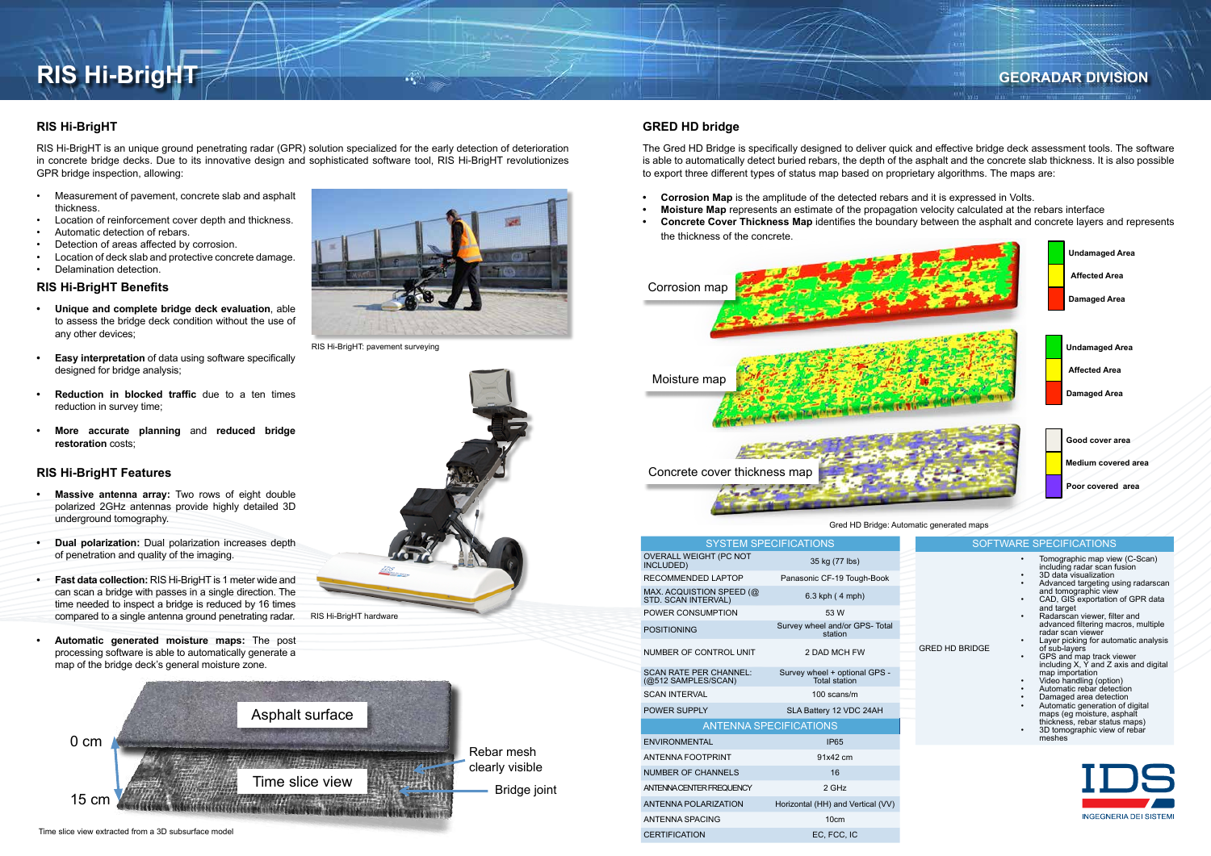# RIS Hi-BrigHT

GEORADAR DIVISION

## RIS Hi-BrigHT

RIS Hi-BrigHT is an unique ground penetrating radar (GPR) solution specialized for the early detection of deterioration in concrete bridge decks. Due to its innovative design and sophisticated software tool, RIS Hi-BrigHT revolutionizes GPR bridge inspection, allowing:

- Measurement of pavement, concrete slab and asphalt thickness.
- Location of reinforcement cover depth and thickness.
- Automatic detection of rebars.
- Detection of areas affected by corrosion.
- Location of deck slab and protective concrete damage.
- Delamination detection.

RIS Hi-BrigHT: pavement surveying

## RIS Hi-BrigHT Benefits

- **Unique and complete bridge deck evaluation**, able to assess the bridge deck condition without the use of any other devices;
- **Easy interpretation** of data using software specifically designed for bridge analysis;
- **Reduction in blocked traffic** due to a ten times reduction in survey time;
- **More accurate planning** and **reduced bridge restoration** costs;

## RIS Hi-BrigHT Features

- **Massive antenna array:** Two rows of eight double polarized 2GHz antennas provide highly detailed 3D underground tomography.
- **Dual polarization:** Dual polarization increases depth of penetration and quality of the imaging.
- **Fast data collection:** RIS Hi-BrigHT is 1 meter wide and can scan a bridge with passes in a single direction. The time needed to inspect a bridge is reduced by 16 times compared to a single antenna ground penetrating radar.
- **Automatic generated moisture maps:** The post processing software is able to automatically generate a map of the bridge deck's general moisture zone.

RIS Hi-BrigHT hardware

Asphalt surface

0 cm

Time slice view

15 cm

Rebar mesh clearly visible

Bridge joint

Time slice view extracted from a 3D subsurface model

## GRED HD bridge

The Gred HD Bridge is specifically designed to deliver quick and effective bridge deck assessment tools. The software is able to automatically detect buried rebars, the depth of the asphalt and the concrete slab thickness. It is also possible to export three different types of status map based on proprietary algorithms. The maps are:

- **Corrosion Map** is the amplitude of the detected rebars and it is expressed in Volts.
- **Moisture Map** represents an estimate of the propagation velocity calculated at the rebars interface
- **Concrete Cover Thickness Map** identifies the boundary between the asphalt and concrete layers and represents the thickness of the concrete.

Corrosion map

Undamaged Area
Affected Area
Damaged Area

Moisture map

Undamaged Area
Affected Area
Damaged Area

Concrete cover thickness map

Good cover area
Medium covered area
Poor covered area

Gred HD Bridge: Automatic generated maps

| SYSTEM SPECIFICATIONS | |
|---|---|
| OVERALL WEIGHT (PC NOT INCLUDED) | 35 kg (77 lbs) |
| RECOMMENDED LAPTOP | Panasonic CF-19 Tough-Book |
| MAX. ACQUISTION SPEED (@ STD. SCAN INTERVAL) | 6.3 kph ( 4 mph) |
| POWER CONSUMPTION | 53 W |
| POSITIONING | Survey wheel and/or GPS- Total station |
| NUMBER OF CONTROL UNIT | 2 DAD MCH FW |
| SCAN RATE PER CHANNEL: (@512 SAMPLES/SCAN) | Survey wheel + optional GPS - Total station |
| SCAN INTERVAL | 100 scans/m |
| POWER SUPPLY | SLA Battery 12 VDC 24AH |
| **ANTENNA SPECIFICATIONS** | |
| ENVIRONMENTAL | IP65 |
| ANTENNA FOOTPRINT | 91x42 cm |
| NUMBER OF CHANNELS | 16 |
| ANTENNA CENTER FREQUENCY | 2 GHz |
| ANTENNA POLARIZATION | Horizontal (HH) and Vertical (VV) |
| ANTENNA SPACING | 10cm |
| CERTIFICATION | EC, FCC, IC |

| SOFTWARE SPECIFICATIONS | |
|---|---|
| GRED HD BRIDGE | • Tomographic map view (C-Scan) including radar scan fusion<br>• 3D data visualization<br>• Advanced targeting using radarscan and tomographic view<br>• CAD, GIS exportation of GPR data and target<br>• Radarscan viewer, filter and advanced filtering macros, multiple radar scan viewer<br>• Layer picking for automatic analysis of sub-layers<br>• GPS and map track viewer including X, Y and Z axis and digital map importation<br>• Video handling (option)<br>• Automatic rebar detection<br>• Damaged area detection<br>• Automatic generation of digital maps (eg moisture, asphalt thickness, rebar status maps)<br>• 3D tomographic view of rebar meshes |

IDS
INGEGNERIA DEI SISTEMI